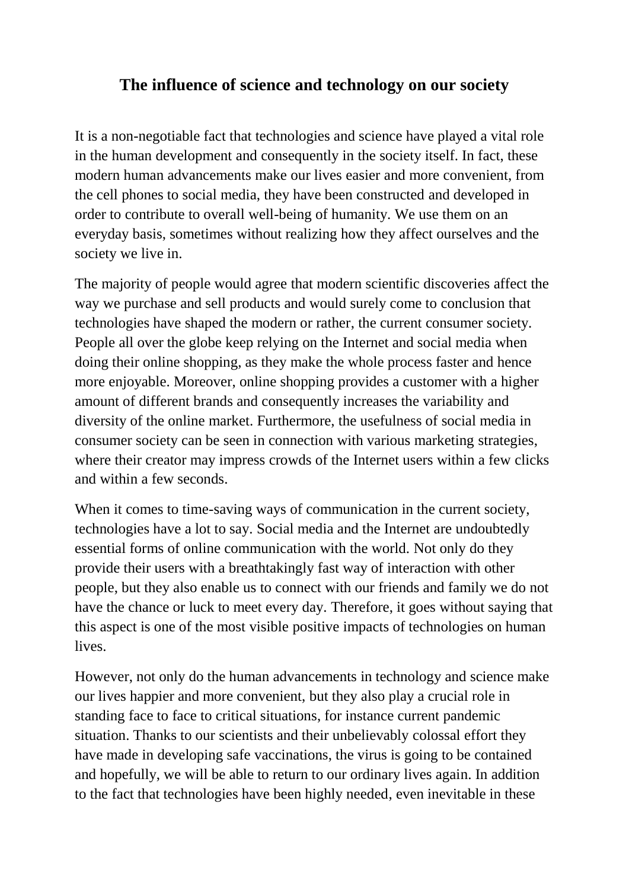# The influence of science and technology on our society

It is a non-negotiable fact that technologies and science have played a vital role in the human development and consequently in the society itself. In fact, these modern human advancements make our lives easier and more convenient, from the cell phones to social media, they have been constructed and developed in order to contribute to overall well-being of humanity. We use them on an everyday basis, sometimes without realizing how they affect ourselves and the society we live in.

The majority of people would agree that modern scientific discoveries affect the way we purchase and sell products and would surely come to conclusion that technologies have shaped the modern or rather, the current consumer society. People all over the globe keep relying on the Internet and social media when doing their online shopping, as they make the whole process faster and hence more enjoyable. Moreover, online shopping provides a customer with a higher amount of different brands and consequently increases the variability and diversity of the online market. Furthermore, the usefulness of social media in consumer society can be seen in connection with various marketing strategies, where their creator may impress crowds of the Internet users within a few clicks and within a few seconds.

When it comes to time-saving ways of communication in the current society, technologies have a lot to say. Social media and the Internet are undoubtedly essential forms of online communication with the world. Not only do they provide their users with a breathtakingly fast way of interaction with other people, but they also enable us to connect with our friends and family we do not have the chance or luck to meet every day. Therefore, it goes without saying that this aspect is one of the most visible positive impacts of technologies on human lives.

However, not only do the human advancements in technology and science make our lives happier and more convenient, but they also play a crucial role in standing face to face to critical situations, for instance current pandemic situation. Thanks to our scientists and their unbelievably colossal effort they have made in developing safe vaccinations, the virus is going to be contained and hopefully, we will be able to return to our ordinary lives again. In addition to the fact that technologies have been highly needed, even inevitable in these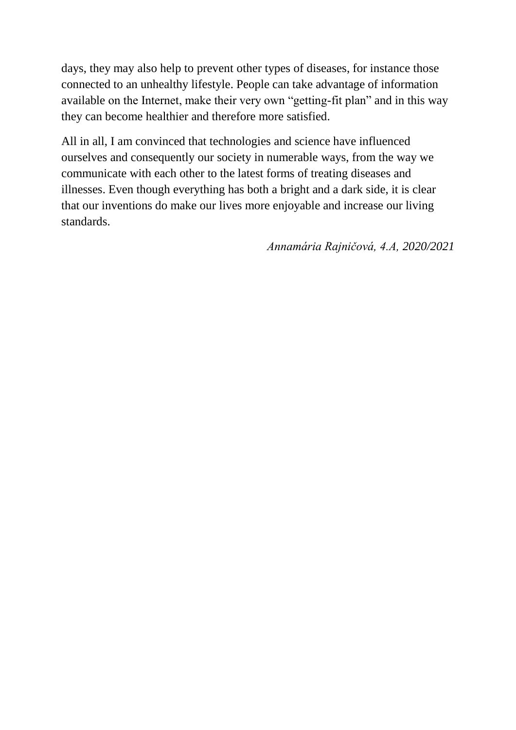days, they may also help to prevent other types of diseases, for instance those connected to an unhealthy lifestyle. People can take advantage of information available on the Internet, make their very own "getting-fit plan" and in this way they can become healthier and therefore more satisfied.

All in all, I am convinced that technologies and science have influenced ourselves and consequently our society in numerable ways, from the way we communicate with each other to the latest forms of treating diseases and illnesses. Even though everything has both a bright and a dark side, it is clear that our inventions do make our lives more enjoyable and increase our living standards.

*Annamária Rajničová, 4.A, 2020/2021*